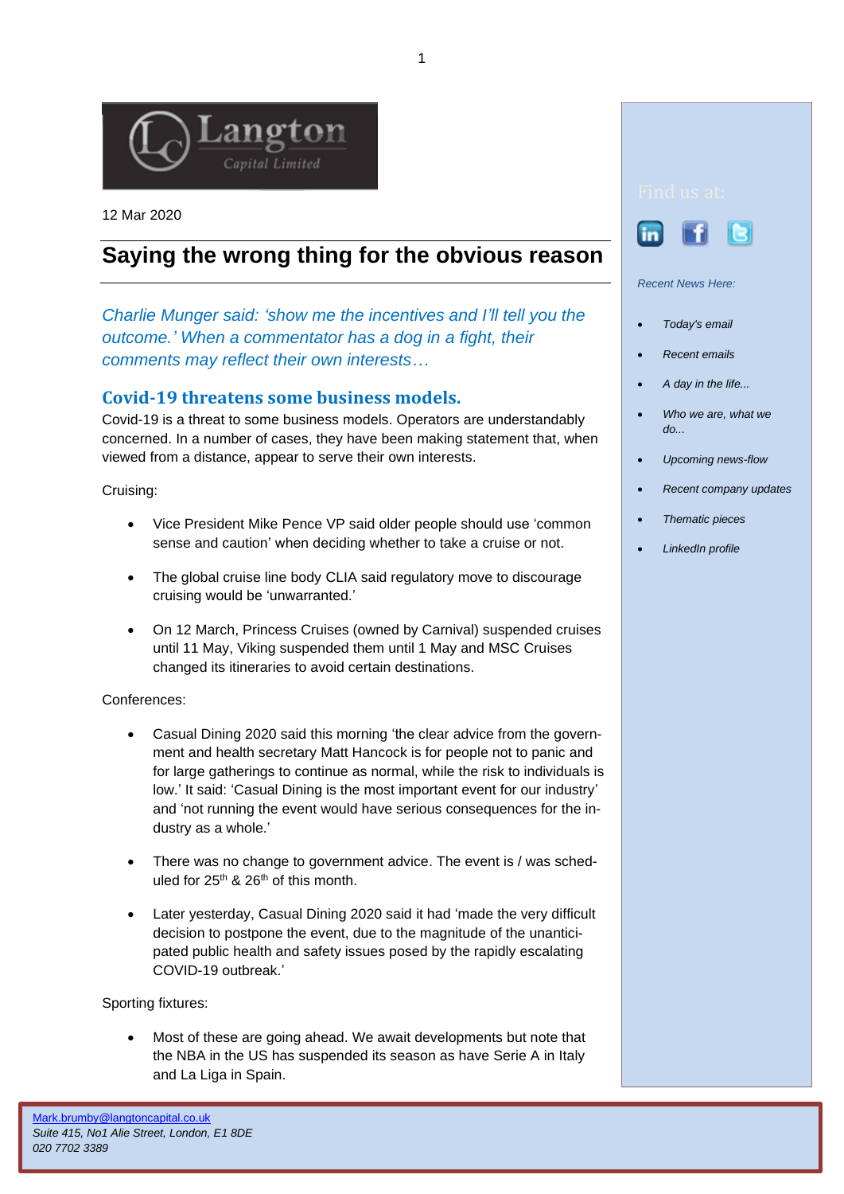Langton Capital Limited

12 Mar 2020

# Saying the wrong thing for the obvious reason

*Charlie Munger said: 'show me the incentives and I'll tell you the outcome.' When a commentator has a dog in a fight, their comments may reflect their own interests…*

## Covid-19 threatens some business models.

Covid-19 is a threat to some business models. Operators are understandably concerned. In a number of cases, they have been making statement that, when viewed from a distance, appear to serve their own interests.

Cruising:

- Vice President Mike Pence VP said older people should use 'common sense and caution' when deciding whether to take a cruise or not.
- The global cruise line body CLIA said regulatory move to discourage cruising would be 'unwarranted.'
- On 12 March, Princess Cruises (owned by Carnival) suspended cruises until 11 May, Viking suspended them until 1 May and MSC Cruises changed its itineraries to avoid certain destinations.

Conferences:

- Casual Dining 2020 said this morning 'the clear advice from the government and health secretary Matt Hancock is for people not to panic and for large gatherings to continue as normal, while the risk to individuals is low.' It said: 'Casual Dining is the most important event for our industry' and 'not running the event would have serious consequences for the industry as a whole.'
- There was no change to government advice. The event is / was scheduled for 25th & 26th of this month.
- Later yesterday, Casual Dining 2020 said it had 'made the very difficult decision to postpone the event, due to the magnitude of the unanticipated public health and safety issues posed by the rapidly escalating COVID-19 outbreak.'

Sporting fixtures:

- Most of these are going ahead. We await developments but note that the NBA in the US has suspended its season as have Serie A in Italy and La Liga in Spain.

Find us at:

*Recent News Here:*

- *Today's email*
- *Recent emails*
- *A day in the life...*
- *Who we are, what we do...*
- *Upcoming news-flow*
- *Recent company updates*
- *Thematic pieces*
- *LinkedIn profile*

Mark.brumby@langtoncapital.co.uk
*Suite 415, No1 Alie Street, London, E1 8DE*
*020 7702 3389*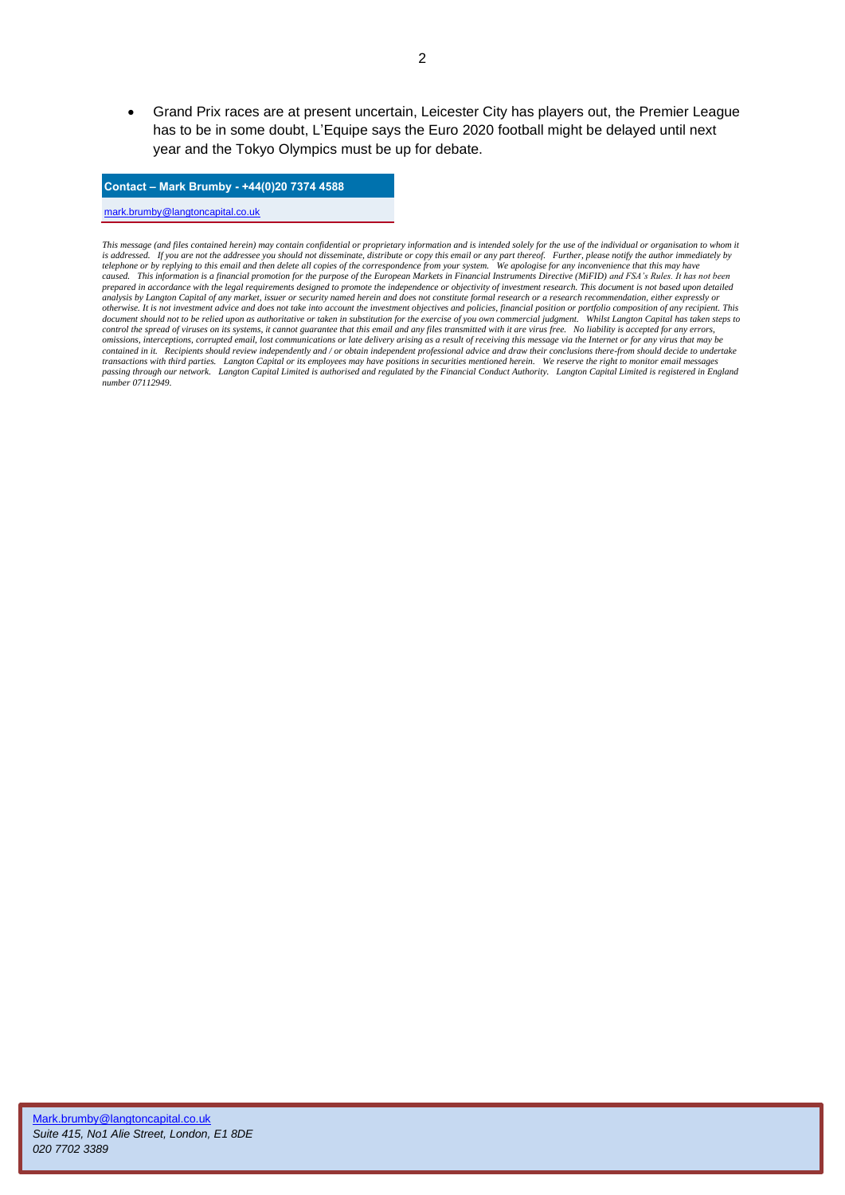- Grand Prix races are at present uncertain, Leicester City has players out, the Premier League has to be in some doubt, L'Equipe says the Euro 2020 football might be delayed until next year and the Tokyo Olympics must be up for debate.

**Contact – Mark Brumby - +44(0)20 7374 4588**

mark.brumby@langtoncapital.co.uk

*This message (and files contained herein) may contain confidential or proprietary information and is intended solely for the use of the individual or organisation to whom it is addressed. If you are not the addressee you should not disseminate, distribute or copy this email or any part thereof. Further, please notify the author immediately by telephone or by replying to this email and then delete all copies of the correspondence from your system. We apologise for any inconvenience that this may have caused. This information is a financial promotion for the purpose of the European Markets in Financial Instruments Directive (MiFID) and FSA's Rules. It has not been prepared in accordance with the legal requirements designed to promote the independence or objectivity of investment research. This document is not based upon detailed analysis by Langton Capital of any market, issuer or security named herein and does not constitute formal research or a research recommendation, either expressly or otherwise. It is not investment advice and does not take into account the investment objectives and policies, financial position or portfolio composition of any recipient. This document should not to be relied upon as authoritative or taken in substitution for the exercise of you own commercial judgment. Whilst Langton Capital has taken steps to control the spread of viruses on its systems, it cannot guarantee that this email and any files transmitted with it are virus free. No liability is accepted for any errors, omissions, interceptions, corrupted email, lost communications or late delivery arising as a result of receiving this message via the Internet or for any virus that may be contained in it. Recipients should review independently and / or obtain independent professional advice and draw their conclusions there-from should decide to undertake transactions with third parties. Langton Capital or its employees may have positions in securities mentioned herein. We reserve the right to monitor email messages passing through our network. Langton Capital Limited is authorised and regulated by the Financial Conduct Authority. Langton Capital Limited is registered in England number 07112949.*

Mark.brumby@langtoncapital.co.uk
*Suite 415, No1 Alie Street, London, E1 8DE*
*020 7702 3389*